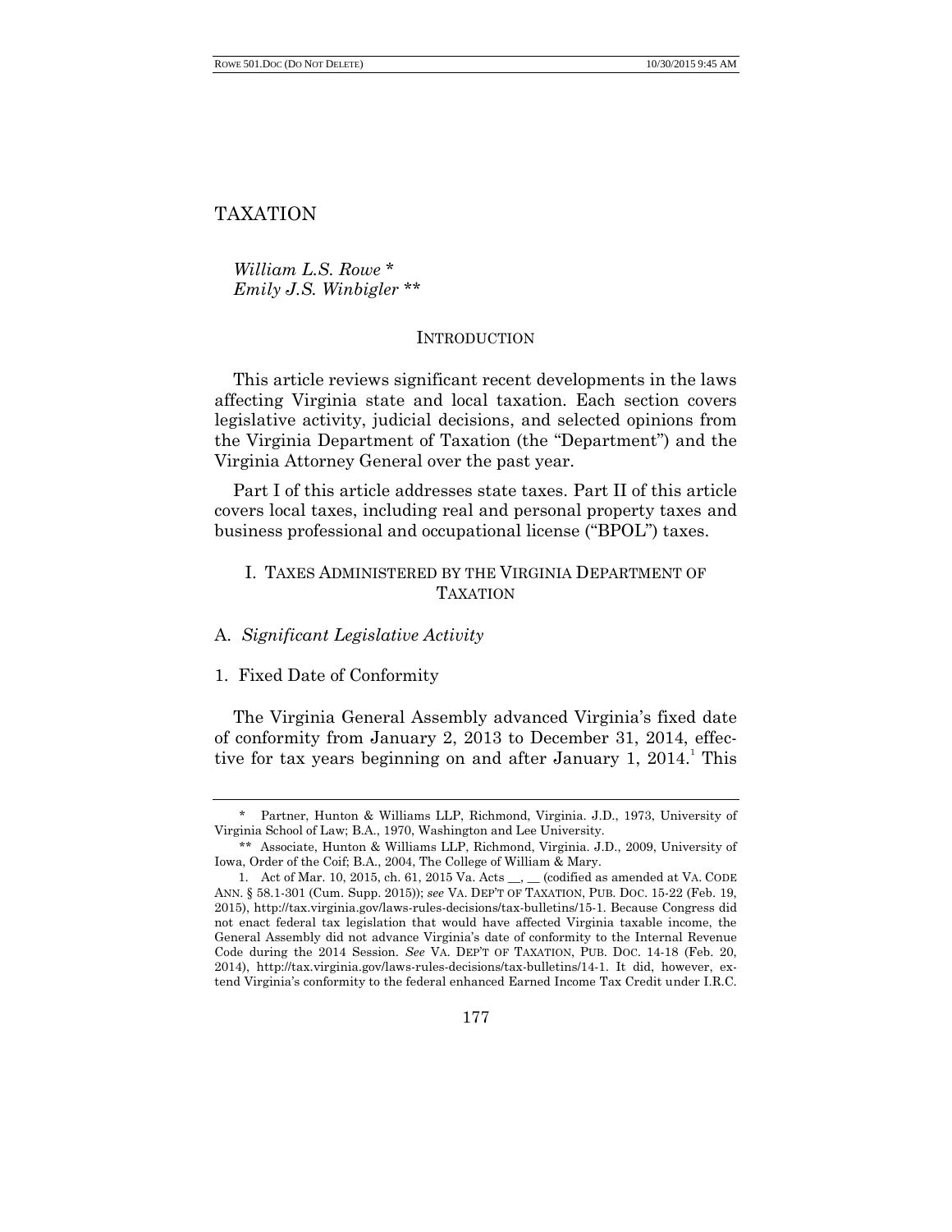# TAXATION

*William L.S. Rowe* \*
*Emily J.S. Winbigler* \*\*

## INTRODUCTION

This article reviews significant recent developments in the laws affecting Virginia state and local taxation. Each section covers legislative activity, judicial decisions, and selected opinions from the Virginia Department of Taxation (the "Department") and the Virginia Attorney General over the past year.

Part I of this article addresses state taxes. Part II of this article covers local taxes, including real and personal property taxes and business professional and occupational license ("BPOL") taxes.

## I. TAXES ADMINISTERED BY THE VIRGINIA DEPARTMENT OF TAXATION

### A. *Significant Legislative Activity*

#### 1. Fixed Date of Conformity

The Virginia General Assembly advanced Virginia's fixed date of conformity from January 2, 2013 to December 31, 2014, effective for tax years beginning on and after January 1, 2014.[1] This

---

\* Partner, Hunton & Williams LLP, Richmond, Virginia. J.D., 1973, University of Virginia School of Law; B.A., 1970, Washington and Lee University.

\*\* Associate, Hunton & Williams LLP, Richmond, Virginia. J.D., 2009, University of Iowa, Order of the Coif; B.A., 2004, The College of William & Mary.

1. Act of Mar. 10, 2015, ch. 61, 2015 Va. Acts \_\_, \_\_ (codified as amended at VA. CODE ANN. § 58.1-301 (Cum. Supp. 2015)); *see* VA. DEP'T OF TAXATION, PUB. DOC. 15-22 (Feb. 19, 2015), http://tax.virginia.gov/laws-rules-decisions/tax-bulletins/15-1. Because Congress did not enact federal tax legislation that would have affected Virginia taxable income, the General Assembly did not advance Virginia's date of conformity to the Internal Revenue Code during the 2014 Session. *See* VA. DEP'T OF TAXATION, PUB. DOC. 14-18 (Feb. 20, 2014), http://tax.virginia.gov/laws-rules-decisions/tax-bulletins/14-1. It did, however, extend Virginia's conformity to the federal enhanced Earned Income Tax Credit under I.R.C.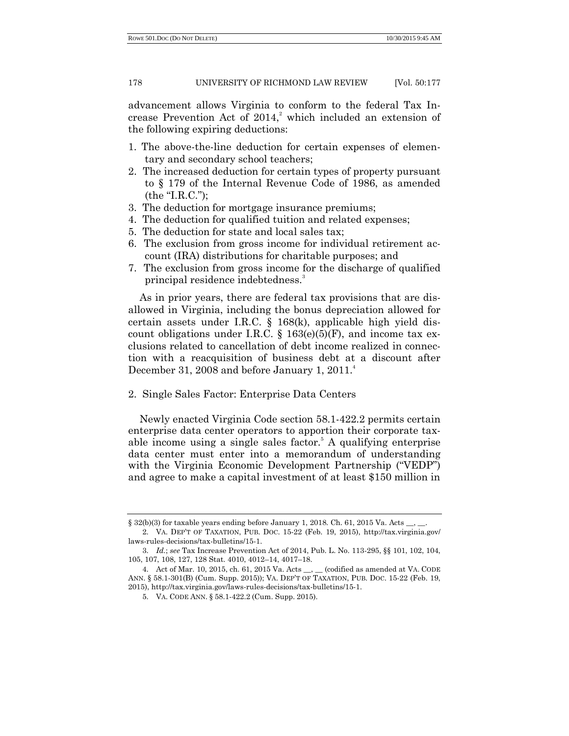advancement allows Virginia to conform to the federal Tax Increase Prevention Act of 2014,[2] which included an extension of the following expiring deductions:

1. The above-the-line deduction for certain expenses of elementary and secondary school teachers;
2. The increased deduction for certain types of property pursuant to § 179 of the Internal Revenue Code of 1986, as amended (the "I.R.C.");
3. The deduction for mortgage insurance premiums;
4. The deduction for qualified tuition and related expenses;
5. The deduction for state and local sales tax;
6. The exclusion from gross income for individual retirement account (IRA) distributions for charitable purposes; and
7. The exclusion from gross income for the discharge of qualified principal residence indebtedness.[3]

As in prior years, there are federal tax provisions that are disallowed in Virginia, including the bonus depreciation allowed for certain assets under I.R.C. § 168(k), applicable high yield discount obligations under I.R.C. § 163(e)(5)(F), and income tax exclusions related to cancellation of debt income realized in connection with a reacquisition of business debt at a discount after December 31, 2008 and before January 1, 2011.[4]

### 2. Single Sales Factor: Enterprise Data Centers

Newly enacted Virginia Code section 58.1-422.2 permits certain enterprise data center operators to apportion their corporate taxable income using a single sales factor.[5] A qualifying enterprise data center must enter into a memorandum of understanding with the Virginia Economic Development Partnership ("VEDP") and agree to make a capital investment of at least $150 million in

---

§ 32(b)(3) for taxable years ending before January 1, 2018. Ch. 61, 2015 Va. Acts __, __.

2. VA. DEP'T OF TAXATION, PUB. DOC. 15-22 (Feb. 19, 2015), http://tax.virginia.gov/laws-rules-decisions/tax-bulletins/15-1.

3. *Id.*; *see* Tax Increase Prevention Act of 2014, Pub. L. No. 113-295, §§ 101, 102, 104, 105, 107, 108, 127, 128 Stat. 4010, 4012–14, 4017–18.

4. Act of Mar. 10, 2015, ch. 61, 2015 Va. Acts __, __ (codified as amended at VA. CODE ANN. § 58.1-301(B) (Cum. Supp. 2015)); VA. DEP'T OF TAXATION, PUB. DOC. 15-22 (Feb. 19, 2015), http://tax.virginia.gov/laws-rules-decisions/tax-bulletins/15-1.

5. VA. CODE ANN. § 58.1-422.2 (Cum. Supp. 2015).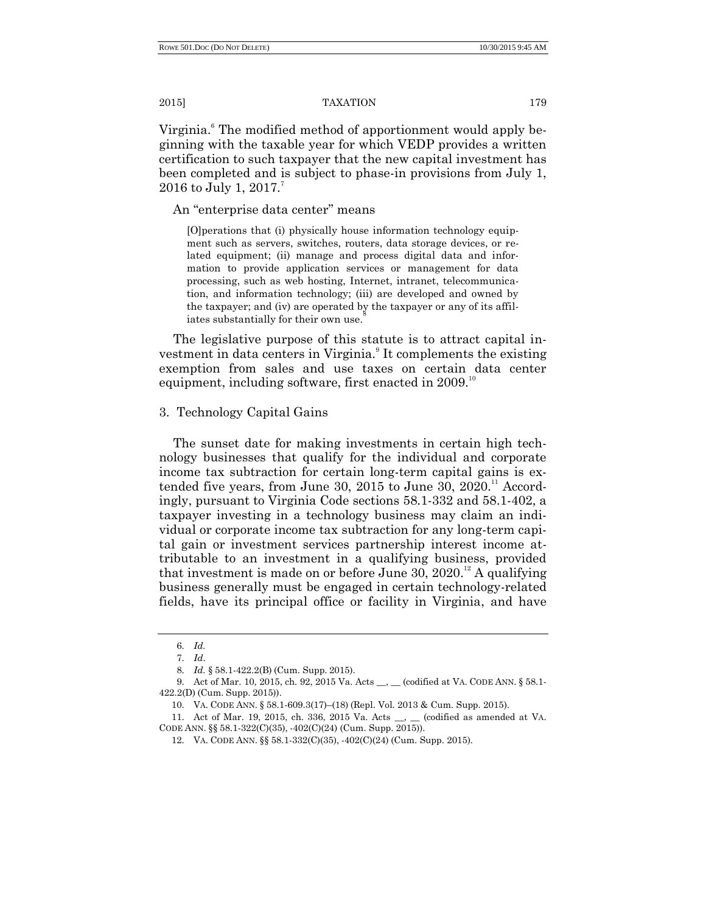Virginia.[6] The modified method of apportionment would apply beginning with the taxable year for which VEDP provides a written certification to such taxpayer that the new capital investment has been completed and is subject to phase-in provisions from July 1, 2016 to July 1, 2017.[7]

An "enterprise data center" means

> [O]perations that (i) physically house information technology equipment such as servers, switches, routers, data storage devices, or related equipment; (ii) manage and process digital data and information to provide application services or management for data processing, such as web hosting, Internet, intranet, telecommunication, and information technology; (iii) are developed and owned by the taxpayer; and (iv) are operated by the taxpayer or any of its affiliates substantially for their own use.[8]

The legislative purpose of this statute is to attract capital investment in data centers in Virginia.[9] It complements the existing exemption from sales and use taxes on certain data center equipment, including software, first enacted in 2009.[10]

### 3. Technology Capital Gains

The sunset date for making investments in certain high technology businesses that qualify for the individual and corporate income tax subtraction for certain long-term capital gains is extended five years, from June 30, 2015 to June 30, 2020.[11] Accordingly, pursuant to Virginia Code sections 58.1-332 and 58.1-402, a taxpayer investing in a technology business may claim an individual or corporate income tax subtraction for any long-term capital gain or investment services partnership interest income attributable to an investment in a qualifying business, provided that investment is made on or before June 30, 2020.[12] A qualifying business generally must be engaged in certain technology-related fields, have its principal office or facility in Virginia, and have

---

6. *Id.*

7. *Id*.

8. *Id.* § 58.1-422.2(B) (Cum. Supp. 2015).

9. Act of Mar. 10, 2015, ch. 92, 2015 Va. Acts \_\_, \_\_ (codified at VA. CODE ANN. § 58.1-422.2(D) (Cum. Supp. 2015)).

10. VA. CODE ANN. § 58.1-609.3(17)–(18) (Repl. Vol. 2013 & Cum. Supp. 2015).

11. Act of Mar. 19, 2015, ch. 336, 2015 Va. Acts \_\_, \_\_ (codified as amended at VA. CODE ANN. §§ 58.1-322(C)(35), -402(C)(24) (Cum. Supp. 2015)).

12. VA. CODE ANN. §§ 58.1-332(C)(35), -402(C)(24) (Cum. Supp. 2015).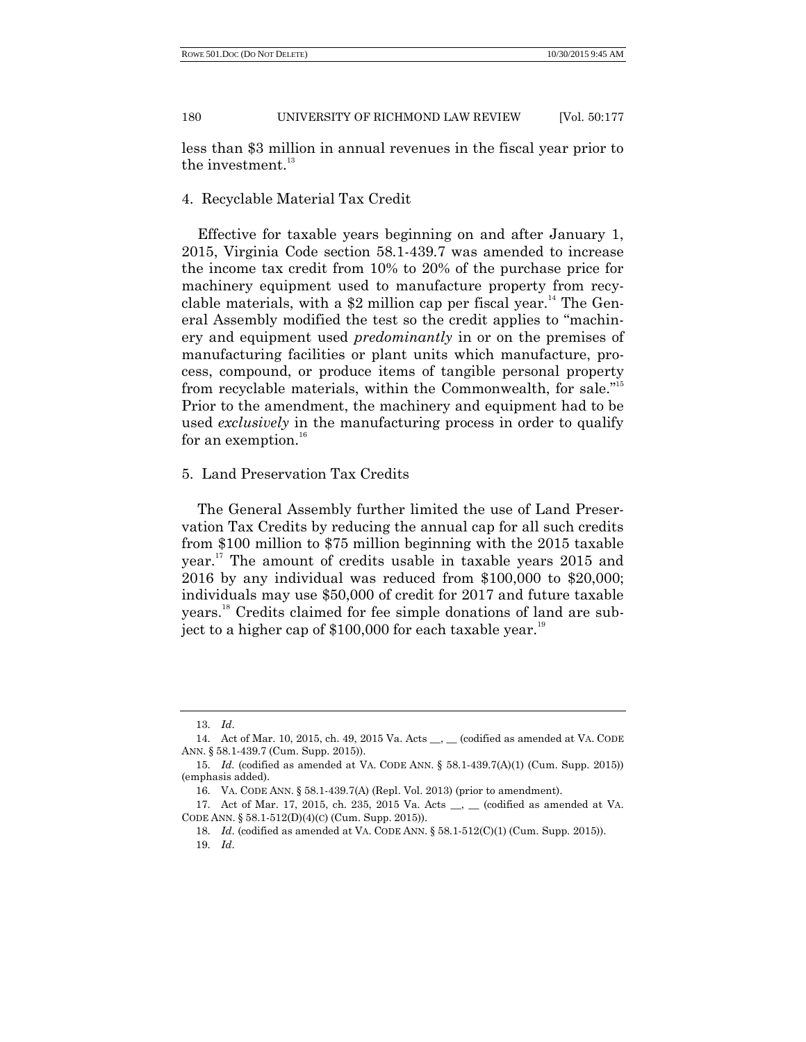less than $3 million in annual revenues in the fiscal year prior to the investment.[13]

### 4. Recyclable Material Tax Credit

Effective for taxable years beginning on and after January 1, 2015, Virginia Code section 58.1-439.7 was amended to increase the income tax credit from 10% to 20% of the purchase price for machinery equipment used to manufacture property from recyclable materials, with a $2 million cap per fiscal year.[14] The General Assembly modified the test so the credit applies to "machinery and equipment used *predominantly* in or on the premises of manufacturing facilities or plant units which manufacture, process, compound, or produce items of tangible personal property from recyclable materials, within the Commonwealth, for sale."[15] Prior to the amendment, the machinery and equipment had to be used *exclusively* in the manufacturing process in order to qualify for an exemption.[16]

### 5. Land Preservation Tax Credits

The General Assembly further limited the use of Land Preservation Tax Credits by reducing the annual cap for all such credits from $100 million to $75 million beginning with the 2015 taxable year.[17] The amount of credits usable in taxable years 2015 and 2016 by any individual was reduced from $100,000 to $20,000; individuals may use $50,000 of credit for 2017 and future taxable years.[18] Credits claimed for fee simple donations of land are subject to a higher cap of $100,000 for each taxable year.[19]

---

13. *Id*.

14. Act of Mar. 10, 2015, ch. 49, 2015 Va. Acts __, __ (codified as amended at VA. CODE ANN. § 58.1-439.7 (Cum. Supp. 2015)).

15. *Id.* (codified as amended at VA. CODE ANN. § 58.1-439.7(A)(1) (Cum. Supp. 2015)) (emphasis added).

16. VA. CODE ANN. § 58.1-439.7(A) (Repl. Vol. 2013) (prior to amendment).

17. Act of Mar. 17, 2015, ch. 235, 2015 Va. Acts __, __ (codified as amended at VA. CODE ANN. § 58.1-512(D)(4)(C) (Cum. Supp. 2015)).

18. *Id*. (codified as amended at VA. CODE ANN. § 58.1-512(C)(1) (Cum. Supp. 2015)).

19. *Id*.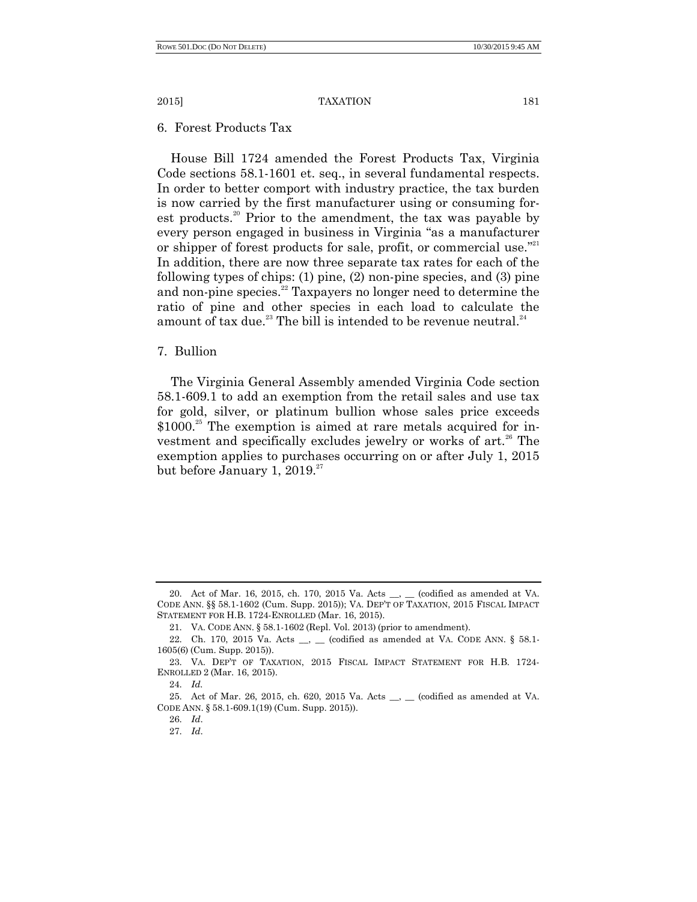### 6. Forest Products Tax

House Bill 1724 amended the Forest Products Tax, Virginia Code sections 58.1-1601 et. seq., in several fundamental respects. In order to better comport with industry practice, the tax burden is now carried by the first manufacturer using or consuming forest products.[20] Prior to the amendment, the tax was payable by every person engaged in business in Virginia "as a manufacturer or shipper of forest products for sale, profit, or commercial use."[21] In addition, there are now three separate tax rates for each of the following types of chips: (1) pine, (2) non-pine species, and (3) pine and non-pine species.[22] Taxpayers no longer need to determine the ratio of pine and other species in each load to calculate the amount of tax due.[23] The bill is intended to be revenue neutral.[24]

### 7. Bullion

The Virginia General Assembly amended Virginia Code section 58.1-609.1 to add an exemption from the retail sales and use tax for gold, silver, or platinum bullion whose sales price exceeds $1000.[25] The exemption is aimed at rare metals acquired for investment and specifically excludes jewelry or works of art.[26] The exemption applies to purchases occurring on or after July 1, 2015 but before January 1, 2019.[27]

---

20. Act of Mar. 16, 2015, ch. 170, 2015 Va. Acts __, __ (codified as amended at VA. CODE ANN. §§ 58.1-1602 (Cum. Supp. 2015)); VA. DEP'T OF TAXATION, 2015 FISCAL IMPACT STATEMENT FOR H.B. 1724-ENROLLED (Mar. 16, 2015).

21. VA. CODE ANN. § 58.1-1602 (Repl. Vol. 2013) (prior to amendment).

22. Ch. 170, 2015 Va. Acts __, __ (codified as amended at VA. CODE ANN. § 58.1-1605(6) (Cum. Supp. 2015)).

23. VA. DEP'T OF TAXATION, 2015 FISCAL IMPACT STATEMENT FOR H.B. 1724-ENROLLED 2 (Mar. 16, 2015).

24. *Id.*

25. Act of Mar. 26, 2015, ch. 620, 2015 Va. Acts __, __ (codified as amended at VA. CODE ANN. § 58.1-609.1(19) (Cum. Supp. 2015)).

26. *Id*.

27. *Id*.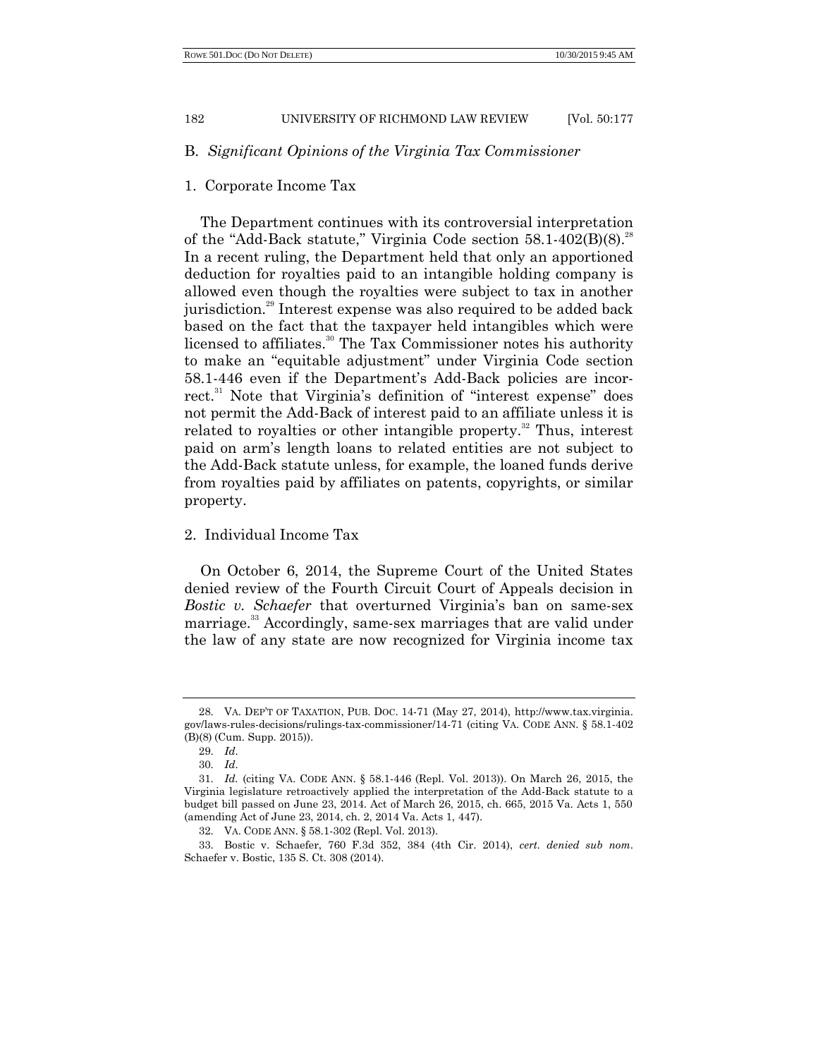### B. *Significant Opinions of the Virginia Tax Commissioner*

#### 1. Corporate Income Tax

The Department continues with its controversial interpretation of the "Add-Back statute," Virginia Code section 58.1-402(B)(8).[28] In a recent ruling, the Department held that only an apportioned deduction for royalties paid to an intangible holding company is allowed even though the royalties were subject to tax in another jurisdiction.[29] Interest expense was also required to be added back based on the fact that the taxpayer held intangibles which were licensed to affiliates.[30] The Tax Commissioner notes his authority to make an "equitable adjustment" under Virginia Code section 58.1-446 even if the Department's Add-Back policies are incorrect.[31] Note that Virginia's definition of "interest expense" does not permit the Add-Back of interest paid to an affiliate unless it is related to royalties or other intangible property.[32] Thus, interest paid on arm's length loans to related entities are not subject to the Add-Back statute unless, for example, the loaned funds derive from royalties paid by affiliates on patents, copyrights, or similar property.

#### 2. Individual Income Tax

On October 6, 2014, the Supreme Court of the United States denied review of the Fourth Circuit Court of Appeals decision in *Bostic v. Schaefer* that overturned Virginia's ban on same-sex marriage.[33] Accordingly, same-sex marriages that are valid under the law of any state are now recognized for Virginia income tax

---

28. VA. DEP'T OF TAXATION, PUB. DOC. 14-71 (May 27, 2014), http://www.tax.virginia.gov/laws-rules-decisions/rulings-tax-commissioner/14-71 (citing VA. CODE ANN. § 58.1-402 (B)(8) (Cum. Supp. 2015)).

29. *Id*.

30. *Id*.

31. *Id.* (citing VA. CODE ANN. § 58.1-446 (Repl. Vol. 2013)). On March 26, 2015, the Virginia legislature retroactively applied the interpretation of the Add-Back statute to a budget bill passed on June 23, 2014. Act of March 26, 2015, ch. 665, 2015 Va. Acts 1, 550 (amending Act of June 23, 2014, ch. 2, 2014 Va. Acts 1, 447).

32. VA. CODE ANN. § 58.1-302 (Repl. Vol. 2013).

33. Bostic v. Schaefer, 760 F.3d 352, 384 (4th Cir. 2014), *cert. denied sub nom*. Schaefer v. Bostic, 135 S. Ct. 308 (2014).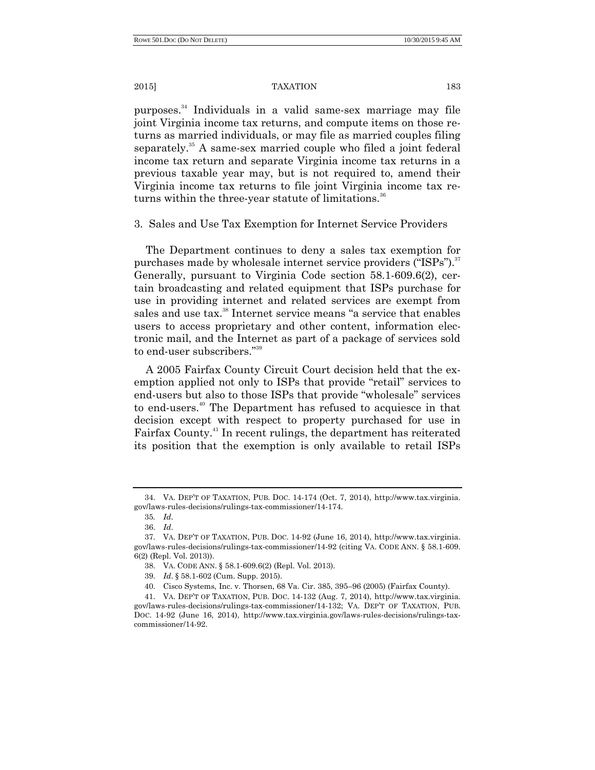purposes.[34] Individuals in a valid same-sex marriage may file joint Virginia income tax returns, and compute items on those returns as married individuals, or may file as married couples filing separately.[35] A same-sex married couple who filed a joint federal income tax return and separate Virginia income tax returns in a previous taxable year may, but is not required to, amend their Virginia income tax returns to file joint Virginia income tax returns within the three-year statute of limitations.[36]

### 3. Sales and Use Tax Exemption for Internet Service Providers

The Department continues to deny a sales tax exemption for purchases made by wholesale internet service providers ("ISPs").[37] Generally, pursuant to Virginia Code section 58.1-609.6(2), certain broadcasting and related equipment that ISPs purchase for use in providing internet and related services are exempt from sales and use tax.[38] Internet service means "a service that enables users to access proprietary and other content, information electronic mail, and the Internet as part of a package of services sold to end-user subscribers."[39]

A 2005 Fairfax County Circuit Court decision held that the exemption applied not only to ISPs that provide "retail" services to end-users but also to those ISPs that provide "wholesale" services to end-users.[40] The Department has refused to acquiesce in that decision except with respect to property purchased for use in Fairfax County.[41] In recent rulings, the department has reiterated its position that the exemption is only available to retail ISPs

---

34. VA. DEP'T OF TAXATION, PUB. DOC. 14-174 (Oct. 7, 2014), http://www.tax.virginia.gov/laws-rules-decisions/rulings-tax-commissioner/14-174.

35. *Id*.

36. *Id*.

37. VA. DEP'T OF TAXATION, PUB. DOC. 14-92 (June 16, 2014), http://www.tax.virginia.gov/laws-rules-decisions/rulings-tax-commissioner/14-92 (citing VA. CODE ANN. § 58.1-609.6(2) (Repl. Vol. 2013)).

38. VA. CODE ANN. § 58.1-609.6(2) (Repl. Vol. 2013).

39. *Id*. § 58.1-602 (Cum. Supp. 2015).

40. Cisco Systems, Inc. v. Thorsen, 68 Va. Cir. 385, 395–96 (2005) (Fairfax County).

41. VA. DEP'T OF TAXATION, PUB. DOC. 14-132 (Aug. 7, 2014), http://www.tax.virginia.gov/laws-rules-decisions/rulings-tax-commissioner/14-132; VA. DEP'T OF TAXATION, PUB. DOC. 14-92 (June 16, 2014), http://www.tax.virginia.gov/laws-rules-decisions/rulings-tax-commissioner/14-92.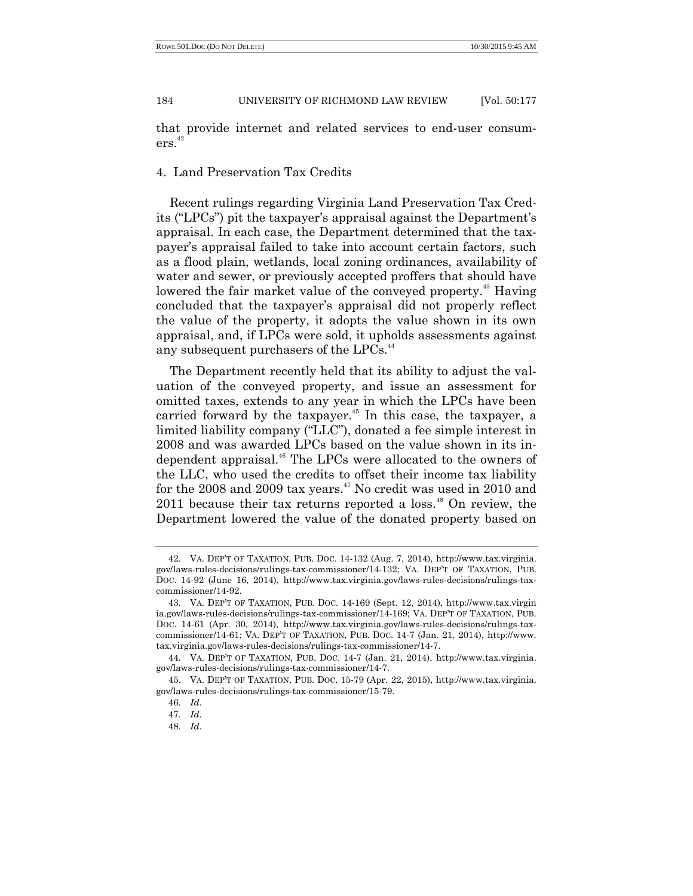that provide internet and related services to end-user consumers.[42]

### 4. Land Preservation Tax Credits

Recent rulings regarding Virginia Land Preservation Tax Credits ("LPCs") pit the taxpayer's appraisal against the Department's appraisal. In each case, the Department determined that the taxpayer's appraisal failed to take into account certain factors, such as a flood plain, wetlands, local zoning ordinances, availability of water and sewer, or previously accepted proffers that should have lowered the fair market value of the conveyed property.[43] Having concluded that the taxpayer's appraisal did not properly reflect the value of the property, it adopts the value shown in its own appraisal, and, if LPCs were sold, it upholds assessments against any subsequent purchasers of the LPCs.[44]

The Department recently held that its ability to adjust the valuation of the conveyed property, and issue an assessment for omitted taxes, extends to any year in which the LPCs have been carried forward by the taxpayer.[45] In this case, the taxpayer, a limited liability company ("LLC"), donated a fee simple interest in 2008 and was awarded LPCs based on the value shown in its independent appraisal.[46] The LPCs were allocated to the owners of the LLC, who used the credits to offset their income tax liability for the 2008 and 2009 tax years.[47] No credit was used in 2010 and 2011 because their tax returns reported a loss.[48] On review, the Department lowered the value of the donated property based on

---

42. VA. DEP'T OF TAXATION, PUB. DOC. 14-132 (Aug. 7, 2014), http://www.tax.virginia.gov/laws-rules-decisions/rulings-tax-commissioner/14-132; VA. DEP'T OF TAXATION, PUB. DOC. 14-92 (June 16, 2014), http://www.tax.virginia.gov/laws-rules-decisions/rulings-tax-commissioner/14-92.

43. VA. DEP'T OF TAXATION, PUB. DOC. 14-169 (Sept. 12, 2014), http://www.tax.virginia.gov/laws-rules-decisions/rulings-tax-commissioner/14-169; VA. DEP'T OF TAXATION, PUB. DOC. 14-61 (Apr. 30, 2014), http://www.tax.virginia.gov/laws-rules-decisions/rulings-tax-commissioner/14-61; VA. DEP'T OF TAXATION, PUB. DOC. 14-7 (Jan. 21, 2014), http://www.tax.virginia.gov/laws-rules-decisions/rulings-tax-commissioner/14-7.

44. VA. DEP'T OF TAXATION, PUB. DOC. 14-7 (Jan. 21, 2014), http://www.tax.virginia.gov/laws-rules-decisions/rulings-tax-commissioner/14-7.

45. VA. DEP'T OF TAXATION, PUB. DOC. 15-79 (Apr. 22, 2015), http://www.tax.virginia.gov/laws-rules-decisions/rulings-tax-commissioner/15-79.

46. *Id.*

47. *Id.*

48. *Id.*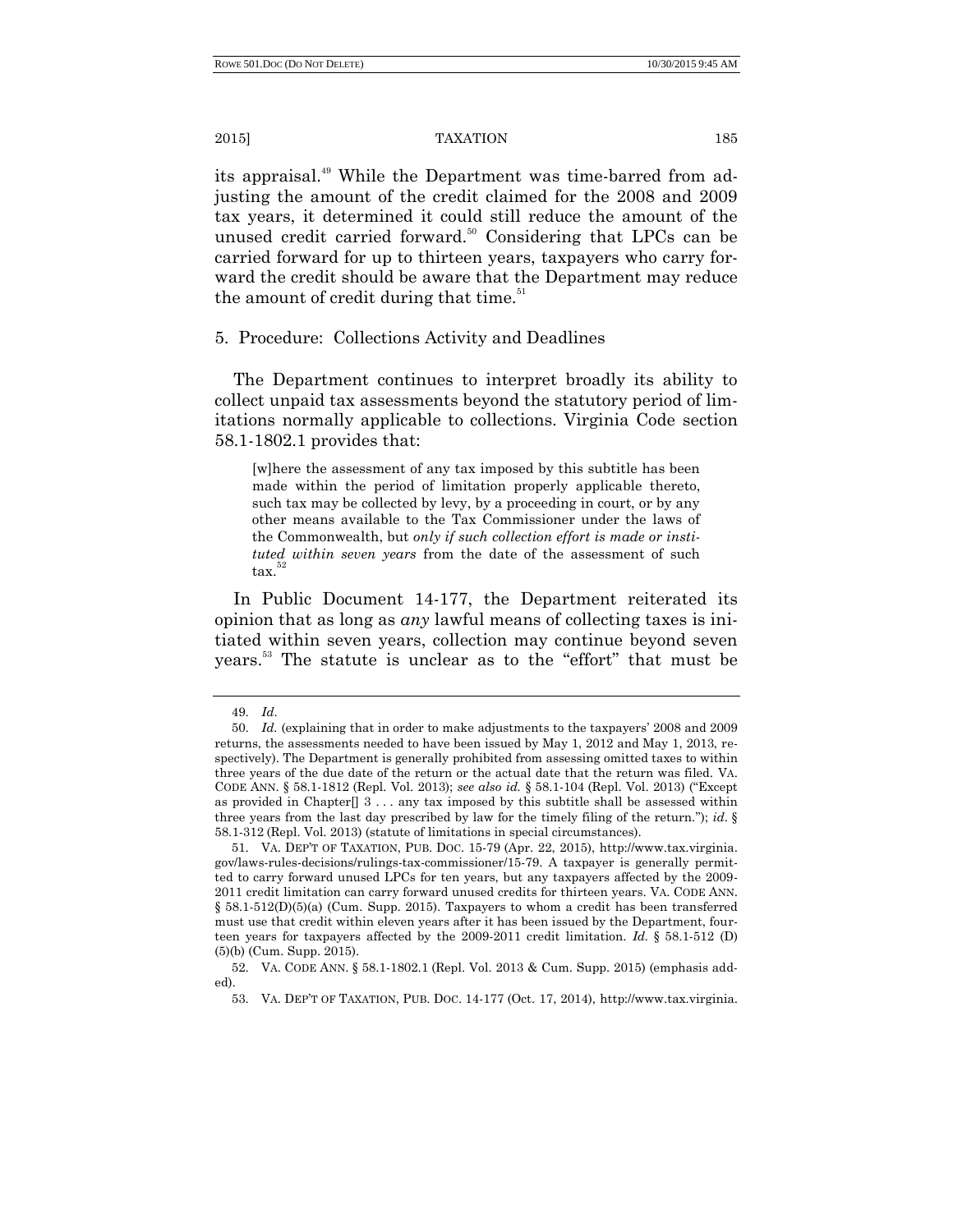its appraisal.[49] While the Department was time-barred from adjusting the amount of the credit claimed for the 2008 and 2009 tax years, it determined it could still reduce the amount of the unused credit carried forward.[50] Considering that LPCs can be carried forward for up to thirteen years, taxpayers who carry forward the credit should be aware that the Department may reduce the amount of credit during that time.[51]

### 5. Procedure: Collections Activity and Deadlines

The Department continues to interpret broadly its ability to collect unpaid tax assessments beyond the statutory period of limitations normally applicable to collections. Virginia Code section 58.1-1802.1 provides that:

> [w]here the assessment of any tax imposed by this subtitle has been made within the period of limitation properly applicable thereto, such tax may be collected by levy, by a proceeding in court, or by any other means available to the Tax Commissioner under the laws of the Commonwealth, but *only if such collection effort is made or instituted within seven years* from the date of the assessment of such tax.[52]

In Public Document 14-177, the Department reiterated its opinion that as long as *any* lawful means of collecting taxes is initiated within seven years, collection may continue beyond seven years.[53] The statute is unclear as to the "effort" that must be

---

49. *Id*.

50. *Id.* (explaining that in order to make adjustments to the taxpayers' 2008 and 2009 returns, the assessments needed to have been issued by May 1, 2012 and May 1, 2013, respectively). The Department is generally prohibited from assessing omitted taxes to within three years of the due date of the return or the actual date that the return was filed. VA. CODE ANN. § 58.1-1812 (Repl. Vol. 2013); *see also id.* § 58.1-104 (Repl. Vol. 2013) ("Except as provided in Chapter[] 3 . . . any tax imposed by this subtitle shall be assessed within three years from the last day prescribed by law for the timely filing of the return."); *id*. § 58.1-312 (Repl. Vol. 2013) (statute of limitations in special circumstances).

51. VA. DEP'T OF TAXATION, PUB. DOC. 15-79 (Apr. 22, 2015), http://www.tax.virginia.gov/laws-rules-decisions/rulings-tax-commissioner/15-79. A taxpayer is generally permitted to carry forward unused LPCs for ten years, but any taxpayers affected by the 2009-2011 credit limitation can carry forward unused credits for thirteen years. VA. CODE ANN. § 58.1-512(D)(5)(a) (Cum. Supp. 2015). Taxpayers to whom a credit has been transferred must use that credit within eleven years after it has been issued by the Department, fourteen years for taxpayers affected by the 2009-2011 credit limitation. *Id.* § 58.1-512 (D)(5)(b) (Cum. Supp. 2015).

52. VA. CODE ANN. § 58.1-1802.1 (Repl. Vol. 2013 & Cum. Supp. 2015) (emphasis added).

53. VA. DEP'T OF TAXATION, PUB. DOC. 14-177 (Oct. 17, 2014), http://www.tax.virginia.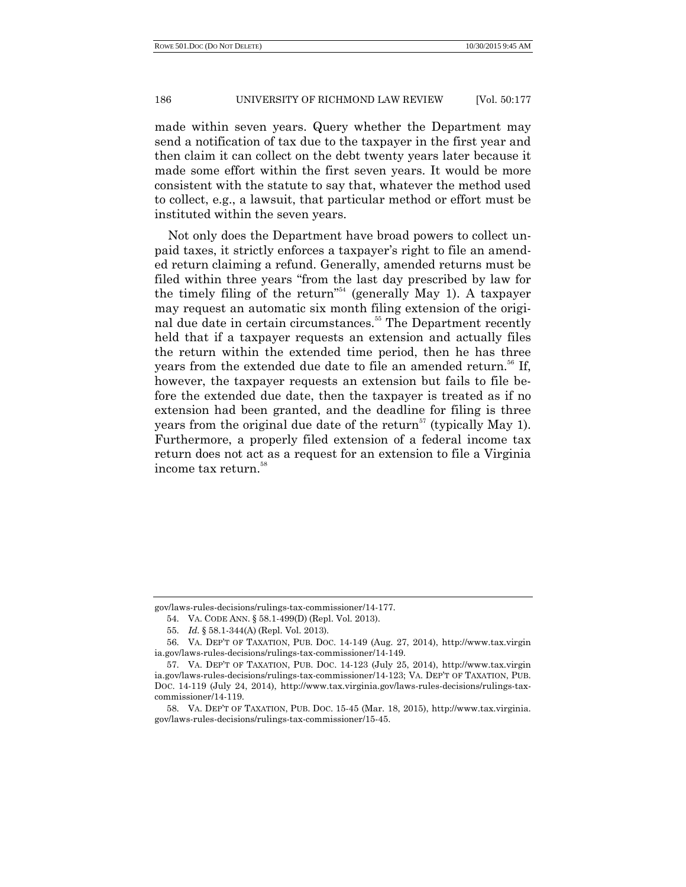made within seven years. Query whether the Department may send a notification of tax due to the taxpayer in the first year and then claim it can collect on the debt twenty years later because it made some effort within the first seven years. It would be more consistent with the statute to say that, whatever the method used to collect, e.g., a lawsuit, that particular method or effort must be instituted within the seven years.

Not only does the Department have broad powers to collect unpaid taxes, it strictly enforces a taxpayer's right to file an amended return claiming a refund. Generally, amended returns must be filed within three years "from the last day prescribed by law for the timely filing of the return"[54] (generally May 1). A taxpayer may request an automatic six month filing extension of the original due date in certain circumstances.[55] The Department recently held that if a taxpayer requests an extension and actually files the return within the extended time period, then he has three years from the extended due date to file an amended return.[56] If, however, the taxpayer requests an extension but fails to file before the extended due date, then the taxpayer is treated as if no extension had been granted, and the deadline for filing is three years from the original due date of the return[57] (typically May 1). Furthermore, a properly filed extension of a federal income tax return does not act as a request for an extension to file a Virginia income tax return.[58]

---

gov/laws-rules-decisions/rulings-tax-commissioner/14-177.

54. VA. CODE ANN. § 58.1-499(D) (Repl. Vol. 2013).

55. *Id.* § 58.1-344(A) (Repl. Vol. 2013).

56. VA. DEP'T OF TAXATION, PUB. DOC. 14-149 (Aug. 27, 2014), http://www.tax.virginia.gov/laws-rules-decisions/rulings-tax-commissioner/14-149.

57. VA. DEP'T OF TAXATION, PUB. DOC. 14-123 (July 25, 2014), http://www.tax.virginia.gov/laws-rules-decisions/rulings-tax-commissioner/14-123; VA. DEP'T OF TAXATION, PUB. DOC. 14-119 (July 24, 2014), http://www.tax.virginia.gov/laws-rules-decisions/rulings-tax-commissioner/14-119.

58. VA. DEP'T OF TAXATION, PUB. DOC. 15-45 (Mar. 18, 2015), http://www.tax.virginia.gov/laws-rules-decisions/rulings-tax-commissioner/15-45.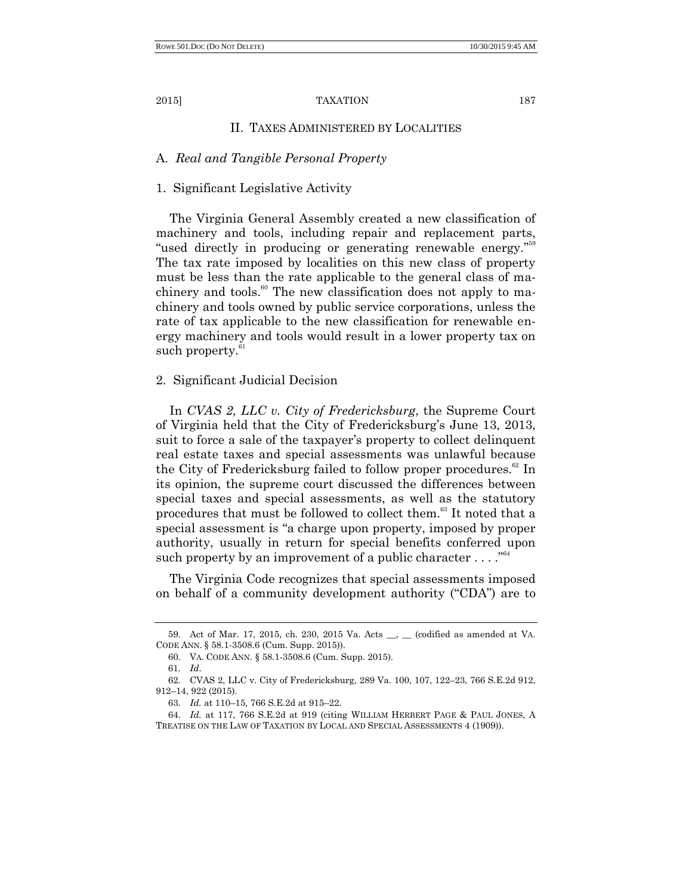## II. TAXES ADMINISTERED BY LOCALITIES

### A. *Real and Tangible Personal Property*

#### 1. Significant Legislative Activity

The Virginia General Assembly created a new classification of machinery and tools, including repair and replacement parts, "used directly in producing or generating renewable energy."[59] The tax rate imposed by localities on this new class of property must be less than the rate applicable to the general class of machinery and tools.[60] The new classification does not apply to machinery and tools owned by public service corporations, unless the rate of tax applicable to the new classification for renewable energy machinery and tools would result in a lower property tax on such property.[61]

#### 2. Significant Judicial Decision

In *CVAS 2, LLC v. City of Fredericksburg*, the Supreme Court of Virginia held that the City of Fredericksburg's June 13, 2013, suit to force a sale of the taxpayer's property to collect delinquent real estate taxes and special assessments was unlawful because the City of Fredericksburg failed to follow proper procedures.[62] In its opinion, the supreme court discussed the differences between special taxes and special assessments, as well as the statutory procedures that must be followed to collect them.[63] It noted that a special assessment is "a charge upon property, imposed by proper authority, usually in return for special benefits conferred upon such property by an improvement of a public character . . . ."[64]

The Virginia Code recognizes that special assessments imposed on behalf of a community development authority ("CDA") are to

---

59. Act of Mar. 17, 2015, ch. 230, 2015 Va. Acts \_\_, \_\_ (codified as amended at VA. CODE ANN. § 58.1-3508.6 (Cum. Supp. 2015)).

60. VA. CODE ANN. § 58.1-3508.6 (Cum. Supp. 2015).

61. *Id.*

62. CVAS 2, LLC v. City of Fredericksburg, 289 Va. 100, 107, 122–23, 766 S.E.2d 912, 912–14, 922 (2015).

63. *Id.* at 110–15, 766 S.E.2d at 915–22.

64. *Id.* at 117, 766 S.E.2d at 919 (citing WILLIAM HERBERT PAGE & PAUL JONES, A TREATISE ON THE LAW OF TAXATION BY LOCAL AND SPECIAL ASSESSMENTS 4 (1909)).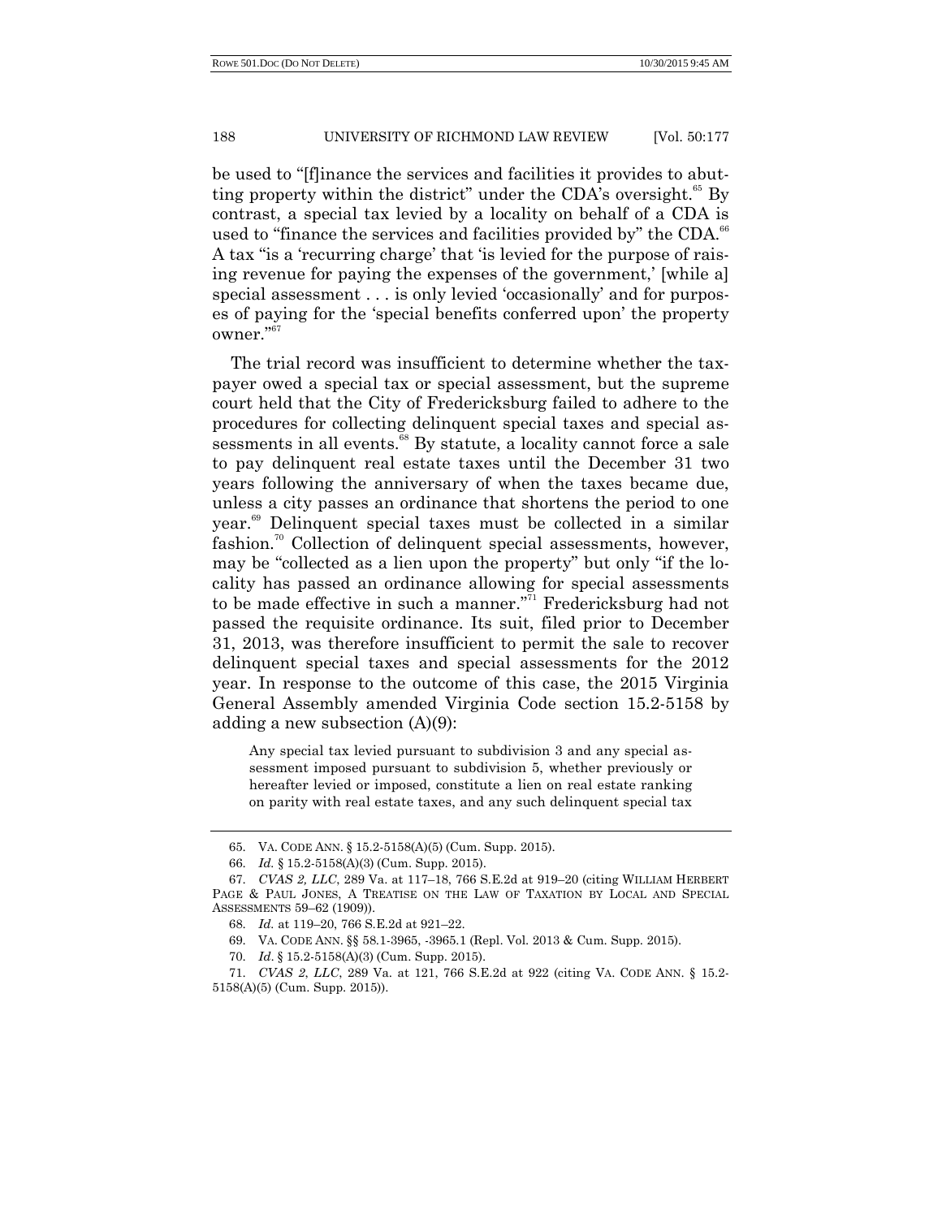be used to "[f]inance the services and facilities it provides to abutting property within the district" under the CDA's oversight.[65] By contrast, a special tax levied by a locality on behalf of a CDA is used to "finance the services and facilities provided by" the CDA.[66] A tax "is a 'recurring charge' that 'is levied for the purpose of raising revenue for paying the expenses of the government,' [while a] special assessment . . . is only levied 'occasionally' and for purposes of paying for the 'special benefits conferred upon' the property owner."[67]

The trial record was insufficient to determine whether the taxpayer owed a special tax or special assessment, but the supreme court held that the City of Fredericksburg failed to adhere to the procedures for collecting delinquent special taxes and special assessments in all events.[68] By statute, a locality cannot force a sale to pay delinquent real estate taxes until the December 31 two years following the anniversary of when the taxes became due, unless a city passes an ordinance that shortens the period to one year.[69] Delinquent special taxes must be collected in a similar fashion.[70] Collection of delinquent special assessments, however, may be "collected as a lien upon the property" but only "if the locality has passed an ordinance allowing for special assessments to be made effective in such a manner."[71] Fredericksburg had not passed the requisite ordinance. Its suit, filed prior to December 31, 2013, was therefore insufficient to permit the sale to recover delinquent special taxes and special assessments for the 2012 year. In response to the outcome of this case, the 2015 Virginia General Assembly amended Virginia Code section 15.2-5158 by adding a new subsection (A)(9):

> Any special tax levied pursuant to subdivision 3 and any special assessment imposed pursuant to subdivision 5, whether previously or hereafter levied or imposed, constitute a lien on real estate ranking on parity with real estate taxes, and any such delinquent special tax

---

65. VA. CODE ANN. § 15.2-5158(A)(5) (Cum. Supp. 2015).

66. *Id.* § 15.2-5158(A)(3) (Cum. Supp. 2015).

67. *CVAS 2, LLC*, 289 Va. at 117–18, 766 S.E.2d at 919–20 (citing WILLIAM HERBERT PAGE & PAUL JONES, A TREATISE ON THE LAW OF TAXATION BY LOCAL AND SPECIAL ASSESSMENTS 59–62 (1909)).

68. *Id.* at 119–20, 766 S.E.2d at 921–22.

69. VA. CODE ANN. §§ 58.1-3965, -3965.1 (Repl. Vol. 2013 & Cum. Supp. 2015).

70. *Id.* § 15.2-5158(A)(3) (Cum. Supp. 2015).

71. *CVAS 2, LLC*, 289 Va. at 121, 766 S.E.2d at 922 (citing VA. CODE ANN. § 15.2-5158(A)(5) (Cum. Supp. 2015)).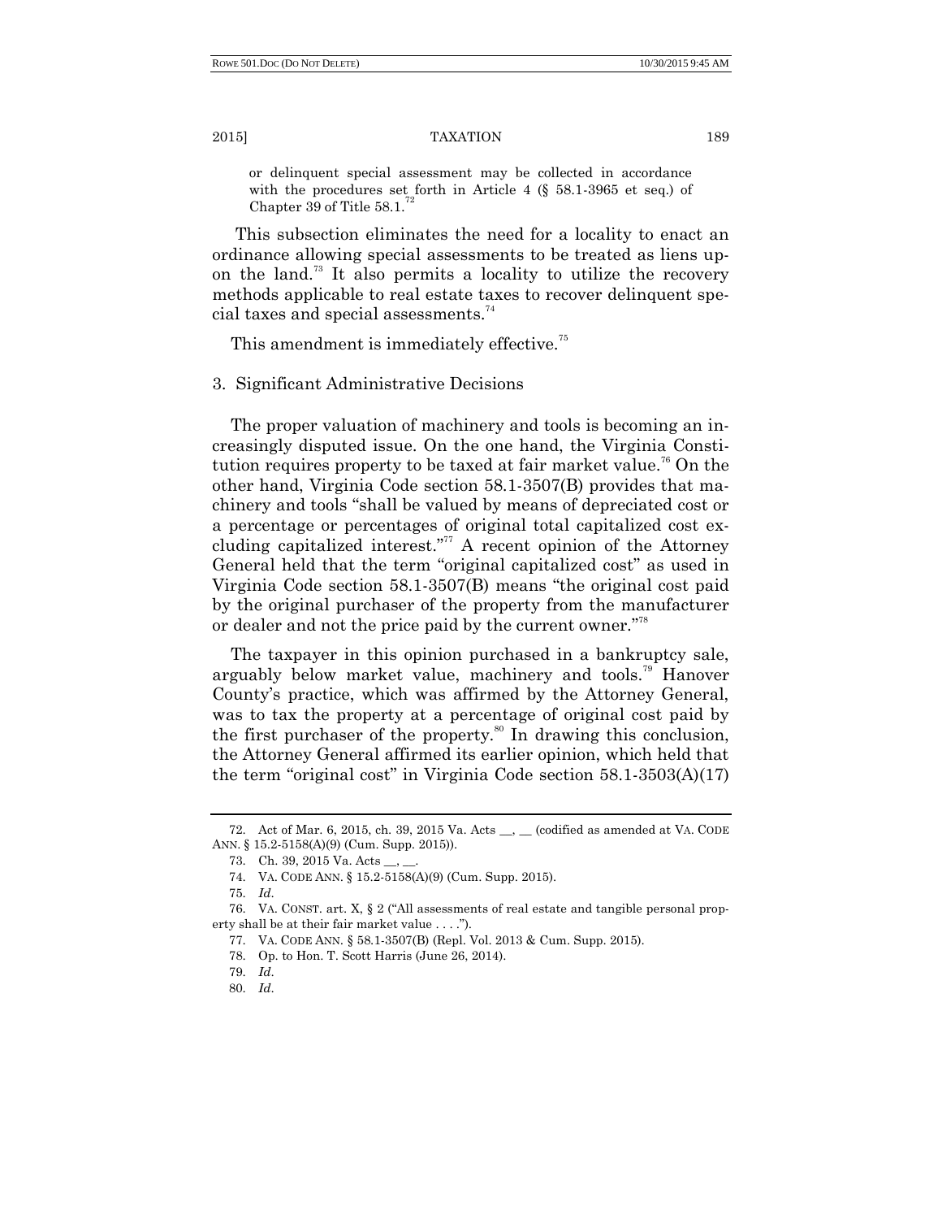> or delinquent special assessment may be collected in accordance with the procedures set forth in Article 4 (§ 58.1-3965 et seq.) of Chapter 39 of Title 58.1.[72]

This subsection eliminates the need for a locality to enact an ordinance allowing special assessments to be treated as liens upon the land.[73] It also permits a locality to utilize the recovery methods applicable to real estate taxes to recover delinquent special taxes and special assessments.[74]

This amendment is immediately effective.[75]

### 3. Significant Administrative Decisions

The proper valuation of machinery and tools is becoming an increasingly disputed issue. On the one hand, the Virginia Constitution requires property to be taxed at fair market value.[76] On the other hand, Virginia Code section 58.1-3507(B) provides that machinery and tools "shall be valued by means of depreciated cost or a percentage or percentages of original total capitalized cost excluding capitalized interest."[77] A recent opinion of the Attorney General held that the term "original capitalized cost" as used in Virginia Code section 58.1-3507(B) means "the original cost paid by the original purchaser of the property from the manufacturer or dealer and not the price paid by the current owner."[78]

The taxpayer in this opinion purchased in a bankruptcy sale, arguably below market value, machinery and tools.[79] Hanover County's practice, which was affirmed by the Attorney General, was to tax the property at a percentage of original cost paid by the first purchaser of the property.[80] In drawing this conclusion, the Attorney General affirmed its earlier opinion, which held that the term "original cost" in Virginia Code section 58.1-3503(A)(17)

---

72. Act of Mar. 6, 2015, ch. 39, 2015 Va. Acts __, __ (codified as amended at VA. CODE ANN. § 15.2-5158(A)(9) (Cum. Supp. 2015)).

73. Ch. 39, 2015 Va. Acts __, __.

74. VA. CODE ANN. § 15.2-5158(A)(9) (Cum. Supp. 2015).

75. *Id*.

76. VA. CONST. art. X, § 2 ("All assessments of real estate and tangible personal property shall be at their fair market value . . . .").

77. VA. CODE ANN. § 58.1-3507(B) (Repl. Vol. 2013 & Cum. Supp. 2015).

78. Op. to Hon. T. Scott Harris (June 26, 2014).

79. *Id*.

80. *Id*.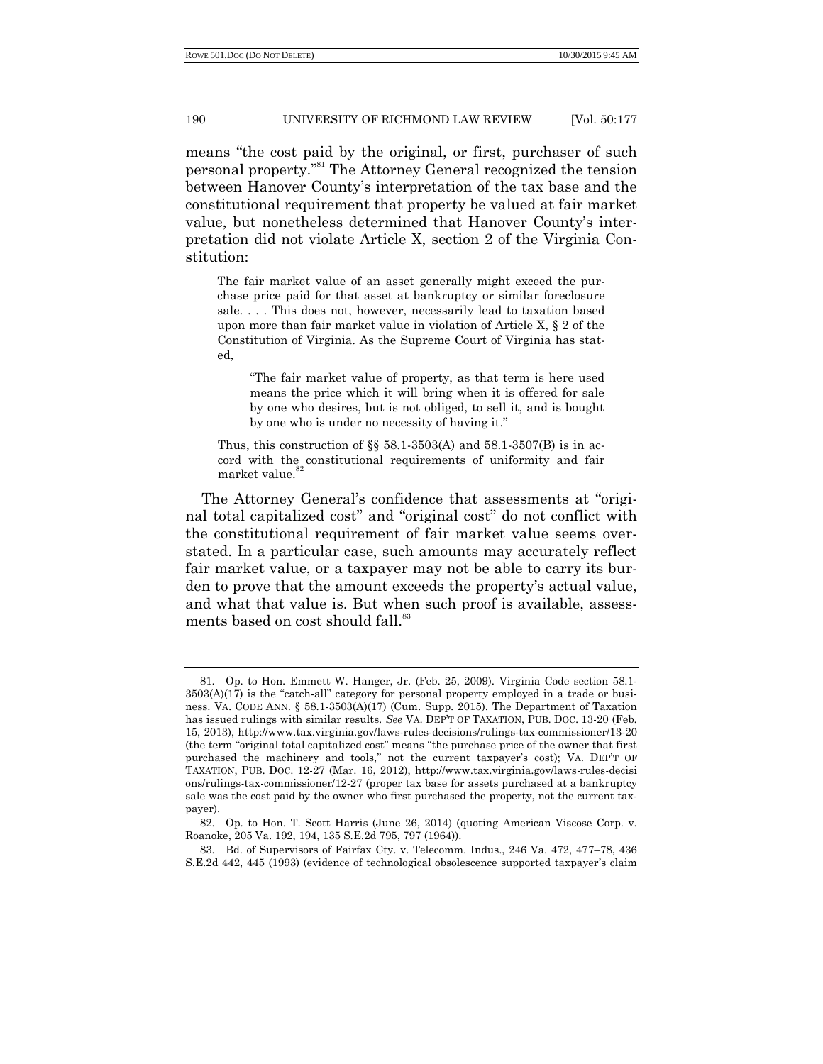means "the cost paid by the original, or first, purchaser of such personal property."[81] The Attorney General recognized the tension between Hanover County's interpretation of the tax base and the constitutional requirement that property be valued at fair market value, but nonetheless determined that Hanover County's interpretation did not violate Article X, section 2 of the Virginia Constitution:

> The fair market value of an asset generally might exceed the purchase price paid for that asset at bankruptcy or similar foreclosure sale. . . . This does not, however, necessarily lead to taxation based upon more than fair market value in violation of Article X, § 2 of the Constitution of Virginia. As the Supreme Court of Virginia has stated,
>
> > "The fair market value of property, as that term is here used means the price which it will bring when it is offered for sale by one who desires, but is not obliged, to sell it, and is bought by one who is under no necessity of having it."
>
> Thus, this construction of §§ 58.1-3503(A) and 58.1-3507(B) is in accord with the constitutional requirements of uniformity and fair market value.[82]

The Attorney General's confidence that assessments at "original total capitalized cost" and "original cost" do not conflict with the constitutional requirement of fair market value seems overstated. In a particular case, such amounts may accurately reflect fair market value, or a taxpayer may not be able to carry its burden to prove that the amount exceeds the property's actual value, and what that value is. But when such proof is available, assessments based on cost should fall.[83]

---

81. Op. to Hon. Emmett W. Hanger, Jr. (Feb. 25, 2009). Virginia Code section 58.1-3503(A)(17) is the "catch-all" category for personal property employed in a trade or business. VA. CODE ANN. § 58.1-3503(A)(17) (Cum. Supp. 2015). The Department of Taxation has issued rulings with similar results. *See* VA. DEP'T OF TAXATION, PUB. DOC. 13-20 (Feb. 15, 2013), http://www.tax.virginia.gov/laws-rules-decisions/rulings-tax-commissioner/13-20 (the term "original total capitalized cost" means "the purchase price of the owner that first purchased the machinery and tools," not the current taxpayer's cost); VA. DEP'T OF TAXATION, PUB. DOC. 12-27 (Mar. 16, 2012), http://www.tax.virginia.gov/laws-rules-decisions/rulings-tax-commissioner/12-27 (proper tax base for assets purchased at a bankruptcy sale was the cost paid by the owner who first purchased the property, not the current taxpayer).

82. Op. to Hon. T. Scott Harris (June 26, 2014) (quoting American Viscose Corp. v. Roanoke, 205 Va. 192, 194, 135 S.E.2d 795, 797 (1964)).

83. Bd. of Supervisors of Fairfax Cty. v. Telecomm. Indus., 246 Va. 472, 477–78, 436 S.E.2d 442, 445 (1993) (evidence of technological obsolescence supported taxpayer's claim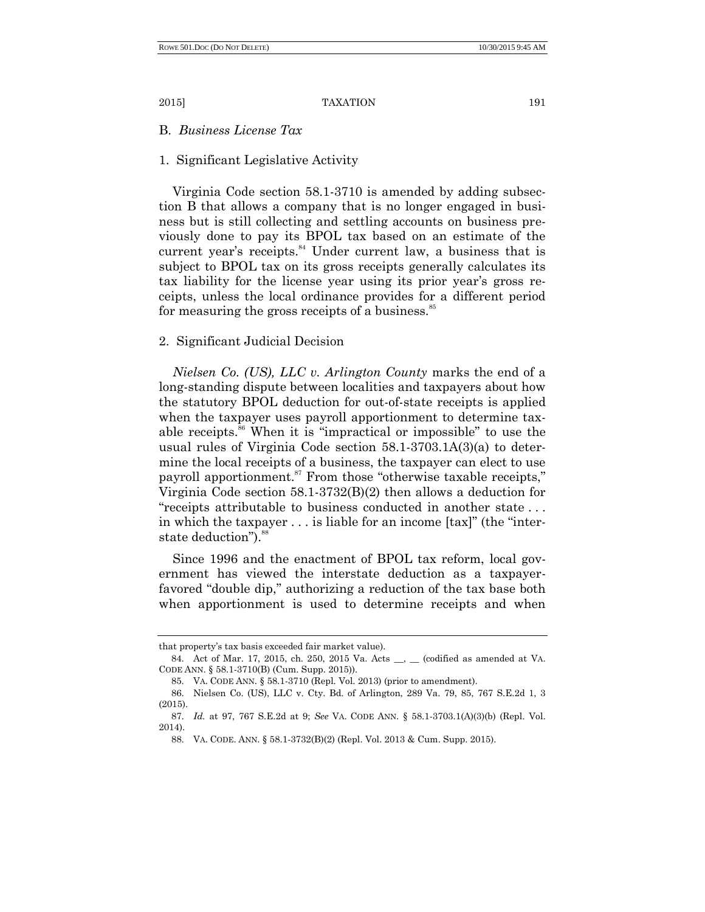### B. *Business License Tax*

#### 1. Significant Legislative Activity

Virginia Code section 58.1-3710 is amended by adding subsection B that allows a company that is no longer engaged in business but is still collecting and settling accounts on business previously done to pay its BPOL tax based on an estimate of the current year's receipts.[84] Under current law, a business that is subject to BPOL tax on its gross receipts generally calculates its tax liability for the license year using its prior year's gross receipts, unless the local ordinance provides for a different period for measuring the gross receipts of a business.[85]

#### 2. Significant Judicial Decision

*Nielsen Co. (US), LLC v. Arlington County* marks the end of a long-standing dispute between localities and taxpayers about how the statutory BPOL deduction for out-of-state receipts is applied when the taxpayer uses payroll apportionment to determine taxable receipts.[86] When it is "impractical or impossible" to use the usual rules of Virginia Code section 58.1-3703.1A(3)(a) to determine the local receipts of a business, the taxpayer can elect to use payroll apportionment.[87] From those "otherwise taxable receipts," Virginia Code section 58.1-3732(B)(2) then allows a deduction for "receipts attributable to business conducted in another state . . . in which the taxpayer . . . is liable for an income [tax]" (the "interstate deduction").[88]

Since 1996 and the enactment of BPOL tax reform, local government has viewed the interstate deduction as a taxpayer-favored "double dip," authorizing a reduction of the tax base both when apportionment is used to determine receipts and when

---

that property's tax basis exceeded fair market value).

84. Act of Mar. 17, 2015, ch. 250, 2015 Va. Acts \_\_, \_\_ (codified as amended at VA. CODE ANN. § 58.1-3710(B) (Cum. Supp. 2015)).

85. VA. CODE ANN. § 58.1-3710 (Repl. Vol. 2013) (prior to amendment).

86. Nielsen Co. (US), LLC v. Cty. Bd. of Arlington, 289 Va. 79, 85, 767 S.E.2d 1, 3 (2015).

87. *Id.* at 97, 767 S.E.2d at 9; *See* VA. CODE ANN. § 58.1-3703.1(A)(3)(b) (Repl. Vol. 2014).

88. VA. CODE. ANN. § 58.1-3732(B)(2) (Repl. Vol. 2013 & Cum. Supp. 2015).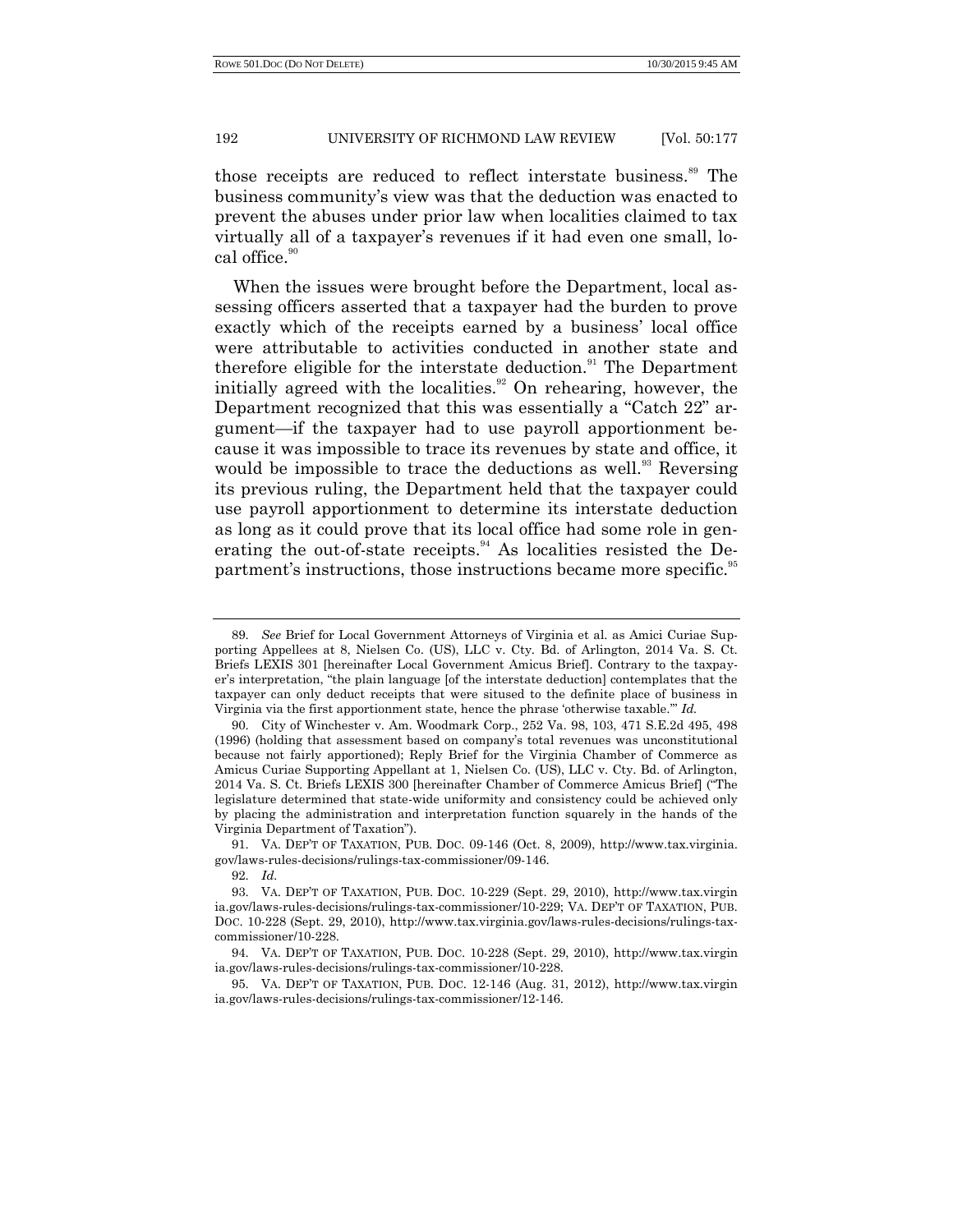those receipts are reduced to reflect interstate business.[89] The business community's view was that the deduction was enacted to prevent the abuses under prior law when localities claimed to tax virtually all of a taxpayer's revenues if it had even one small, local office.[90]

When the issues were brought before the Department, local assessing officers asserted that a taxpayer had the burden to prove exactly which of the receipts earned by a business' local office were attributable to activities conducted in another state and therefore eligible for the interstate deduction.[91] The Department initially agreed with the localities.[92] On rehearing, however, the Department recognized that this was essentially a "Catch 22" argument—if the taxpayer had to use payroll apportionment because it was impossible to trace its revenues by state and office, it would be impossible to trace the deductions as well.[93] Reversing its previous ruling, the Department held that the taxpayer could use payroll apportionment to determine its interstate deduction as long as it could prove that its local office had some role in generating the out-of-state receipts.[94] As localities resisted the Department's instructions, those instructions became more specific.[95]

---

89. *See* Brief for Local Government Attorneys of Virginia et al. as Amici Curiae Supporting Appellees at 8, Nielsen Co. (US), LLC v. Cty. Bd. of Arlington, 2014 Va. S. Ct. Briefs LEXIS 301 [hereinafter Local Government Amicus Brief]. Contrary to the taxpayer's interpretation, "the plain language [of the interstate deduction] contemplates that the taxpayer can only deduct receipts that were sitused to the definite place of business in Virginia via the first apportionment state, hence the phrase 'otherwise taxable.'" *Id.*

90. City of Winchester v. Am. Woodmark Corp., 252 Va. 98, 103, 471 S.E.2d 495, 498 (1996) (holding that assessment based on company's total revenues was unconstitutional because not fairly apportioned); Reply Brief for the Virginia Chamber of Commerce as Amicus Curiae Supporting Appellant at 1, Nielsen Co. (US), LLC v. Cty. Bd. of Arlington, 2014 Va. S. Ct. Briefs LEXIS 300 [hereinafter Chamber of Commerce Amicus Brief] ("The legislature determined that state-wide uniformity and consistency could be achieved only by placing the administration and interpretation function squarely in the hands of the Virginia Department of Taxation").

91. VA. DEP'T OF TAXATION, PUB. DOC. 09-146 (Oct. 8, 2009), http://www.tax.virginia.gov/laws-rules-decisions/rulings-tax-commissioner/09-146.

92. *Id.*

93. VA. DEP'T OF TAXATION, PUB. DOC. 10-229 (Sept. 29, 2010), http://www.tax.virginia.gov/laws-rules-decisions/rulings-tax-commissioner/10-229; VA. DEP'T OF TAXATION, PUB. DOC. 10-228 (Sept. 29, 2010), http://www.tax.virginia.gov/laws-rules-decisions/rulings-tax-commissioner/10-228.

94. VA. DEP'T OF TAXATION, PUB. DOC. 10-228 (Sept. 29, 2010), http://www.tax.virginia.gov/laws-rules-decisions/rulings-tax-commissioner/10-228.

95. VA. DEP'T OF TAXATION, PUB. DOC. 12-146 (Aug. 31, 2012), http://www.tax.virginia.gov/laws-rules-decisions/rulings-tax-commissioner/12-146.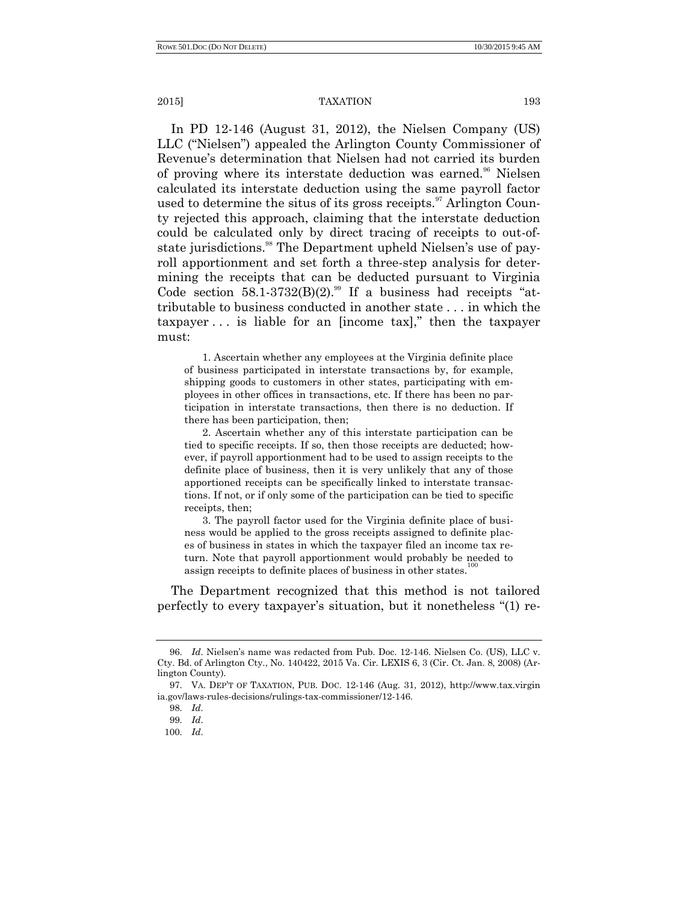In PD 12-146 (August 31, 2012), the Nielsen Company (US) LLC ("Nielsen") appealed the Arlington County Commissioner of Revenue's determination that Nielsen had not carried its burden of proving where its interstate deduction was earned.[96] Nielsen calculated its interstate deduction using the same payroll factor used to determine the situs of its gross receipts.[97] Arlington County rejected this approach, claiming that the interstate deduction could be calculated only by direct tracing of receipts to out-of-state jurisdictions.[98] The Department upheld Nielsen's use of payroll apportionment and set forth a three-step analysis for determining the receipts that can be deducted pursuant to Virginia Code section 58.1-3732(B)(2).[99] If a business had receipts "attributable to business conducted in another state . . . in which the taxpayer . . . is liable for an [income tax]," then the taxpayer must:

> 1. Ascertain whether any employees at the Virginia definite place of business participated in interstate transactions by, for example, shipping goods to customers in other states, participating with employees in other offices in transactions, etc. If there has been no participation in interstate transactions, then there is no deduction. If there has been participation, then;
>
> 2. Ascertain whether any of this interstate participation can be tied to specific receipts. If so, then those receipts are deducted; however, if payroll apportionment had to be used to assign receipts to the definite place of business, then it is very unlikely that any of those apportioned receipts can be specifically linked to interstate transactions. If not, or if only some of the participation can be tied to specific receipts, then;
>
> 3. The payroll factor used for the Virginia definite place of business would be applied to the gross receipts assigned to definite places of business in states in which the taxpayer filed an income tax return. Note that payroll apportionment would probably be needed to assign receipts to definite places of business in other states.[100]

The Department recognized that this method is not tailored perfectly to every taxpayer's situation, but it nonetheless "(1) re-

---

96. *Id*. Nielsen's name was redacted from Pub. Doc. 12-146. Nielsen Co. (US), LLC v. Cty. Bd. of Arlington Cty., No. 140422, 2015 Va. Cir. LEXIS 6, 3 (Cir. Ct. Jan. 8, 2008) (Arlington County).

97. VA. DEP'T OF TAXATION, PUB. DOC. 12-146 (Aug. 31, 2012), http://www.tax.virginia.gov/laws-rules-decisions/rulings-tax-commissioner/12-146.

98. *Id*.

99. *Id*.

100. *Id*.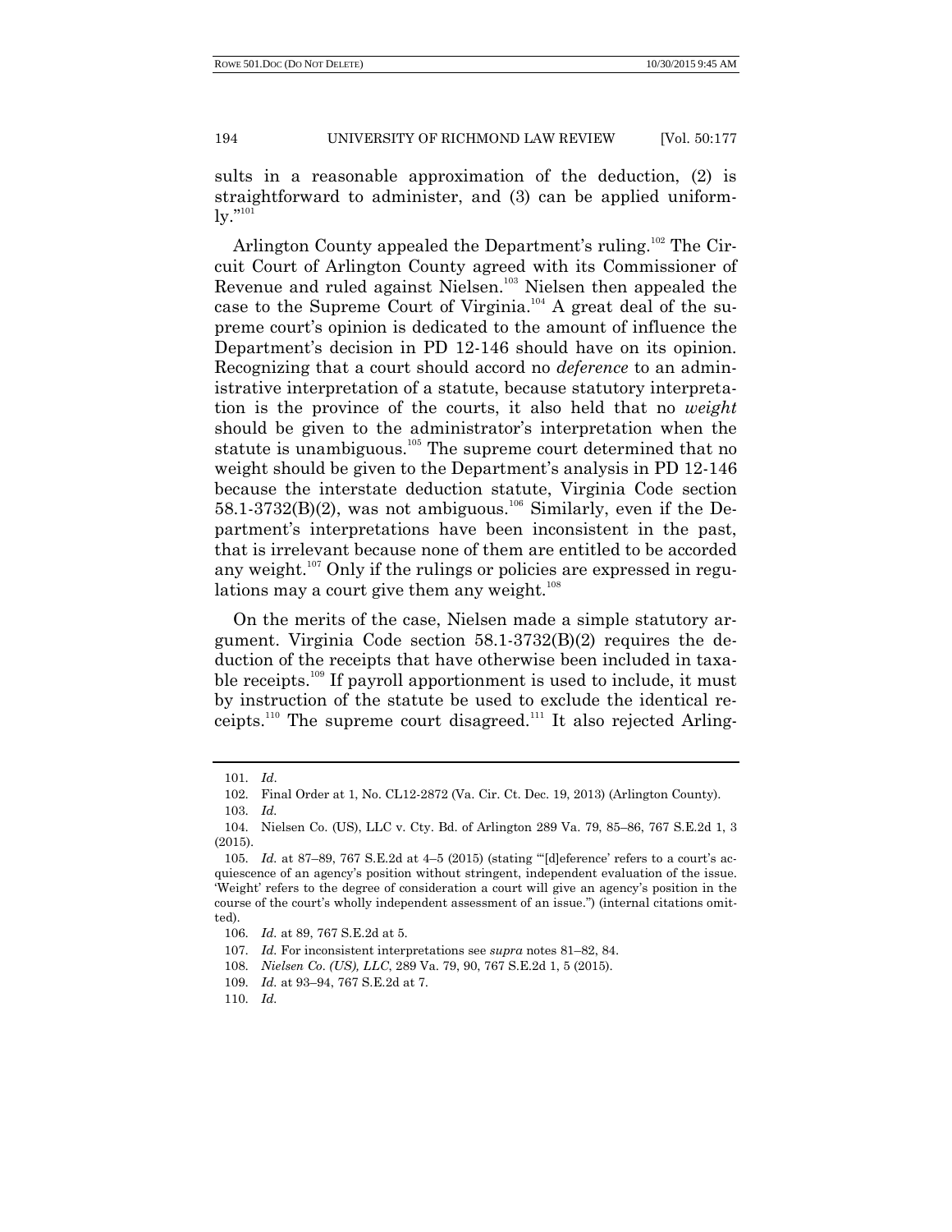sults in a reasonable approximation of the deduction, (2) is straightforward to administer, and (3) can be applied uniformly."[101]

Arlington County appealed the Department's ruling.[102] The Circuit Court of Arlington County agreed with its Commissioner of Revenue and ruled against Nielsen.[103] Nielsen then appealed the case to the Supreme Court of Virginia.[104] A great deal of the supreme court's opinion is dedicated to the amount of influence the Department's decision in PD 12-146 should have on its opinion. Recognizing that a court should accord no *deference* to an administrative interpretation of a statute, because statutory interpretation is the province of the courts, it also held that no *weight* should be given to the administrator's interpretation when the statute is unambiguous.[105] The supreme court determined that no weight should be given to the Department's analysis in PD 12-146 because the interstate deduction statute, Virginia Code section 58.1-3732(B)(2), was not ambiguous.[106] Similarly, even if the Department's interpretations have been inconsistent in the past, that is irrelevant because none of them are entitled to be accorded any weight.[107] Only if the rulings or policies are expressed in regulations may a court give them any weight.[108]

On the merits of the case, Nielsen made a simple statutory argument. Virginia Code section 58.1-3732(B)(2) requires the deduction of the receipts that have otherwise been included in taxable receipts.[109] If payroll apportionment is used to include, it must by instruction of the statute be used to exclude the identical receipts.[110] The supreme court disagreed.[111] It also rejected Arling-

---

101. *Id*.

102. Final Order at 1, No. CL12-2872 (Va. Cir. Ct. Dec. 19, 2013) (Arlington County).

103. *Id.*

104. Nielsen Co. (US), LLC v. Cty. Bd. of Arlington 289 Va. 79, 85–86, 767 S.E.2d 1, 3 (2015).

105. *Id.* at 87–89, 767 S.E.2d at 4–5 (2015) (stating "'[d]eference' refers to a court's acquiescence of an agency's position without stringent, independent evaluation of the issue. 'Weight' refers to the degree of consideration a court will give an agency's position in the course of the court's wholly independent assessment of an issue.") (internal citations omitted).

106. *Id.* at 89, 767 S.E.2d at 5.

107. *Id.* For inconsistent interpretations see *supra* notes 81–82, 84.

108. *Nielsen Co. (US), LLC*, 289 Va. 79, 90, 767 S.E.2d 1, 5 (2015).

109. *Id.* at 93–94, 767 S.E.2d at 7.

110. *Id.*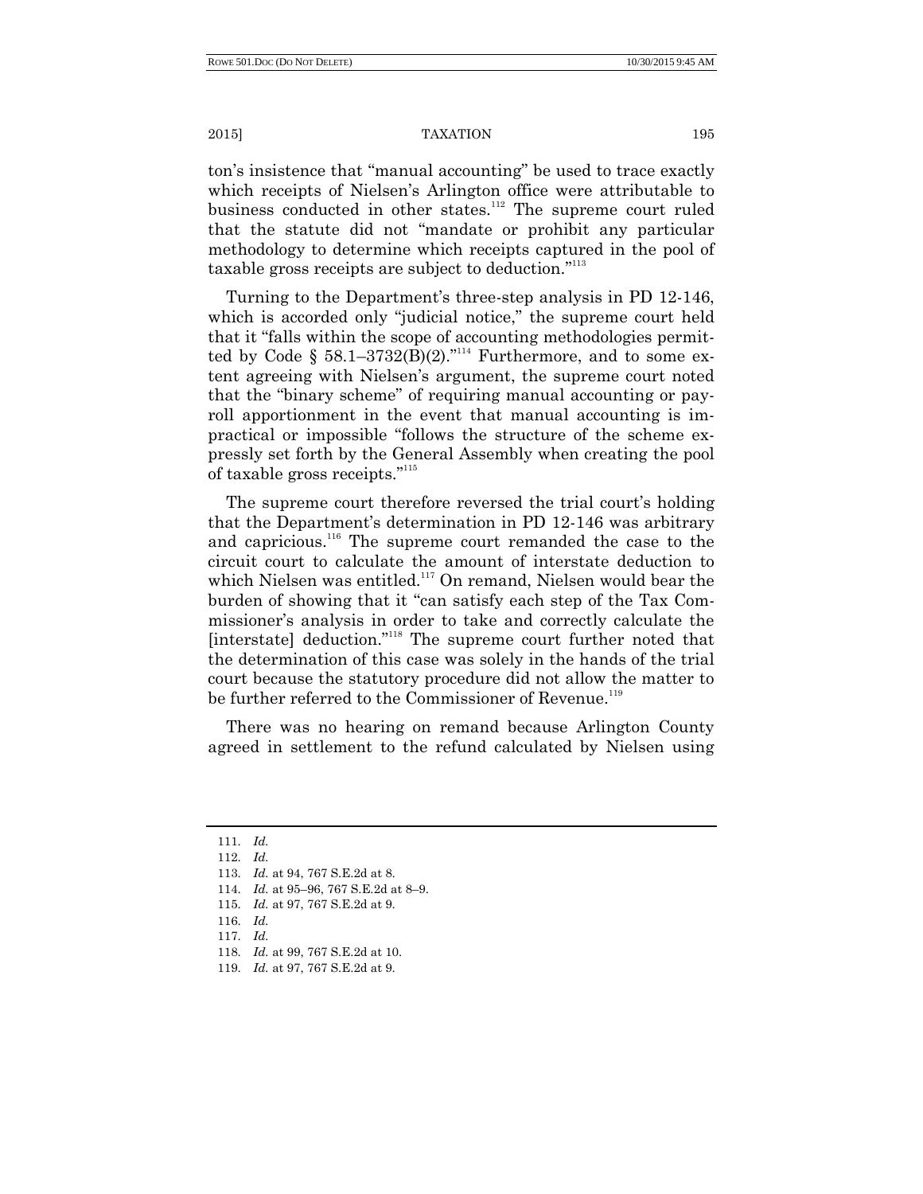ton's insistence that "manual accounting" be used to trace exactly which receipts of Nielsen's Arlington office were attributable to business conducted in other states.[112] The supreme court ruled that the statute did not "mandate or prohibit any particular methodology to determine which receipts captured in the pool of taxable gross receipts are subject to deduction."[113]

Turning to the Department's three-step analysis in PD 12-146, which is accorded only "judicial notice," the supreme court held that it "falls within the scope of accounting methodologies permitted by Code § 58.1–3732(B)(2)."[114] Furthermore, and to some extent agreeing with Nielsen's argument, the supreme court noted that the "binary scheme" of requiring manual accounting or payroll apportionment in the event that manual accounting is impractical or impossible "follows the structure of the scheme expressly set forth by the General Assembly when creating the pool of taxable gross receipts."[115]

The supreme court therefore reversed the trial court's holding that the Department's determination in PD 12-146 was arbitrary and capricious.[116] The supreme court remanded the case to the circuit court to calculate the amount of interstate deduction to which Nielsen was entitled.[117] On remand, Nielsen would bear the burden of showing that it "can satisfy each step of the Tax Commissioner's analysis in order to take and correctly calculate the [interstate] deduction."[118] The supreme court further noted that the determination of this case was solely in the hands of the trial court because the statutory procedure did not allow the matter to be further referred to the Commissioner of Revenue.[119]

There was no hearing on remand because Arlington County agreed in settlement to the refund calculated by Nielsen using

---

111. *Id.*

112. *Id.*

113. *Id.* at 94, 767 S.E.2d at 8.

114. *Id.* at 95–96, 767 S.E.2d at 8–9.

115. *Id.* at 97, 767 S.E.2d at 9.

116. *Id.*

117. *Id.*

118. *Id.* at 99, 767 S.E.2d at 10.

119. *Id.* at 97, 767 S.E.2d at 9.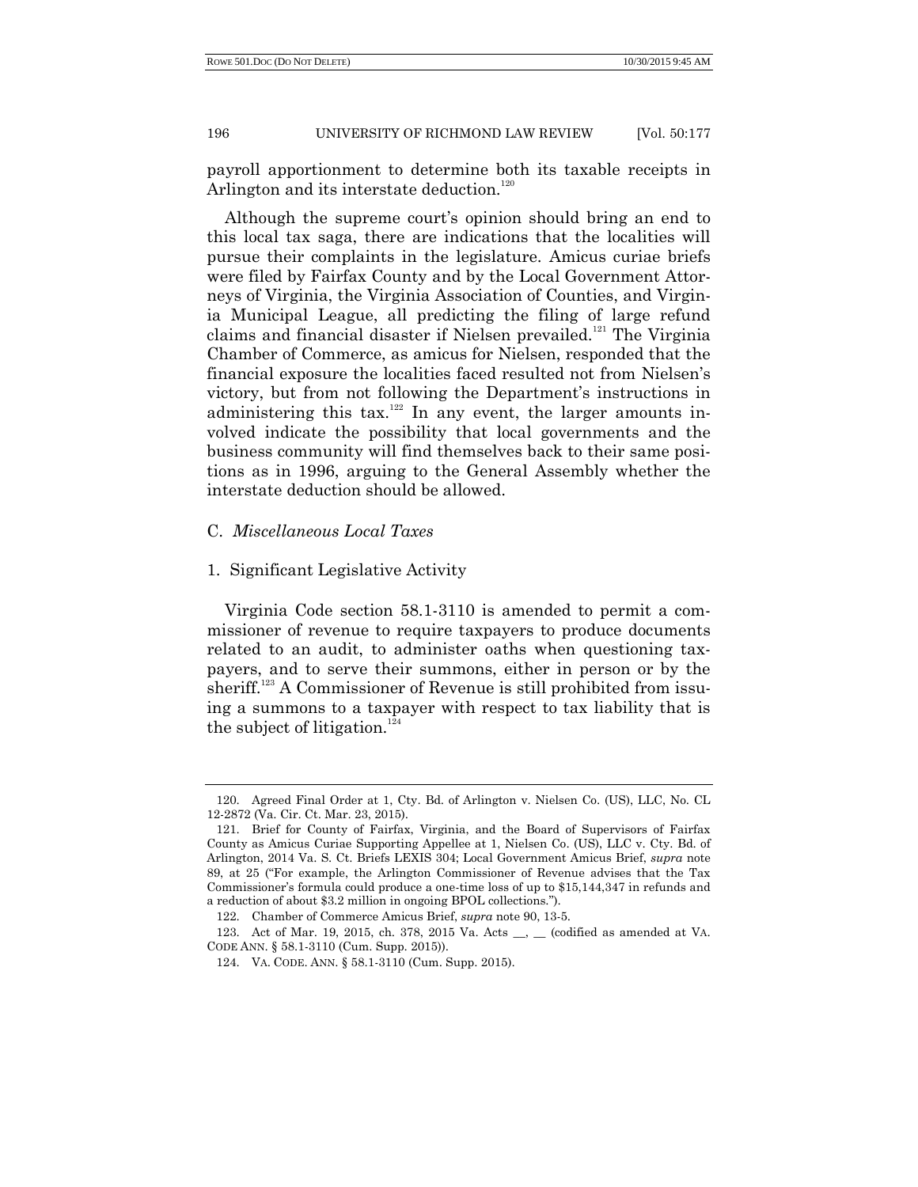payroll apportionment to determine both its taxable receipts in Arlington and its interstate deduction.[120]

Although the supreme court's opinion should bring an end to this local tax saga, there are indications that the localities will pursue their complaints in the legislature. Amicus curiae briefs were filed by Fairfax County and by the Local Government Attorneys of Virginia, the Virginia Association of Counties, and Virginia Municipal League, all predicting the filing of large refund claims and financial disaster if Nielsen prevailed.[121] The Virginia Chamber of Commerce, as amicus for Nielsen, responded that the financial exposure the localities faced resulted not from Nielsen's victory, but from not following the Department's instructions in administering this tax.[122] In any event, the larger amounts involved indicate the possibility that local governments and the business community will find themselves back to their same positions as in 1996, arguing to the General Assembly whether the interstate deduction should be allowed.

### C. *Miscellaneous Local Taxes*

#### 1. Significant Legislative Activity

Virginia Code section 58.1-3110 is amended to permit a commissioner of revenue to require taxpayers to produce documents related to an audit, to administer oaths when questioning taxpayers, and to serve their summons, either in person or by the sheriff.[123] A Commissioner of Revenue is still prohibited from issuing a summons to a taxpayer with respect to tax liability that is the subject of litigation.[124]

---

120. Agreed Final Order at 1, Cty. Bd. of Arlington v. Nielsen Co. (US), LLC, No. CL 12-2872 (Va. Cir. Ct. Mar. 23, 2015).

121. Brief for County of Fairfax, Virginia, and the Board of Supervisors of Fairfax County as Amicus Curiae Supporting Appellee at 1, Nielsen Co. (US), LLC v. Cty. Bd. of Arlington, 2014 Va. S. Ct. Briefs LEXIS 304; Local Government Amicus Brief, *supra* note 89, at 25 ("For example, the Arlington Commissioner of Revenue advises that the Tax Commissioner's formula could produce a one-time loss of up to $15,144,347 in refunds and a reduction of about $3.2 million in ongoing BPOL collections.").

122. Chamber of Commerce Amicus Brief, *supra* note 90, 13-5.

123. Act of Mar. 19, 2015, ch. 378, 2015 Va. Acts __, __ (codified as amended at VA. CODE ANN. § 58.1-3110 (Cum. Supp. 2015)).

124. VA. CODE ANN. § 58.1-3110 (Cum. Supp. 2015).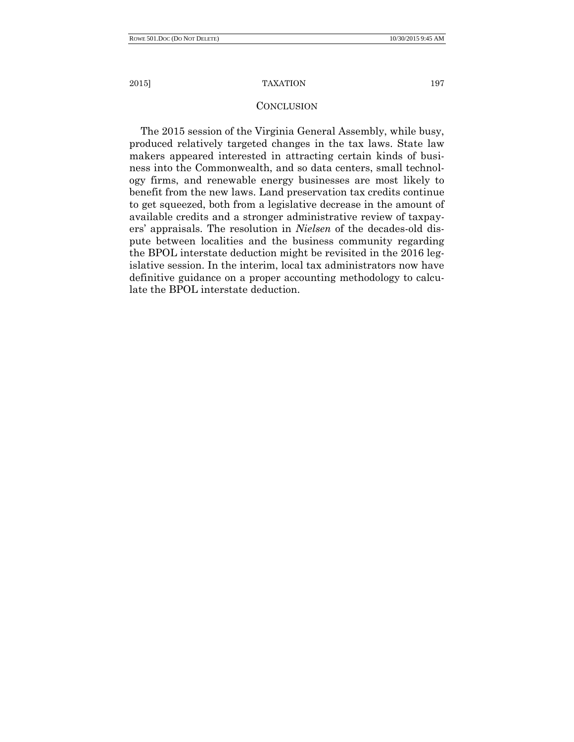## CONCLUSION

The 2015 session of the Virginia General Assembly, while busy, produced relatively targeted changes in the tax laws. State law makers appeared interested in attracting certain kinds of business into the Commonwealth, and so data centers, small technology firms, and renewable energy businesses are most likely to benefit from the new laws. Land preservation tax credits continue to get squeezed, both from a legislative decrease in the amount of available credits and a stronger administrative review of taxpayers' appraisals. The resolution in *Nielsen* of the decades-old dispute between localities and the business community regarding the BPOL interstate deduction might be revisited in the 2016 legislative session. In the interim, local tax administrators now have definitive guidance on a proper accounting methodology to calculate the BPOL interstate deduction.